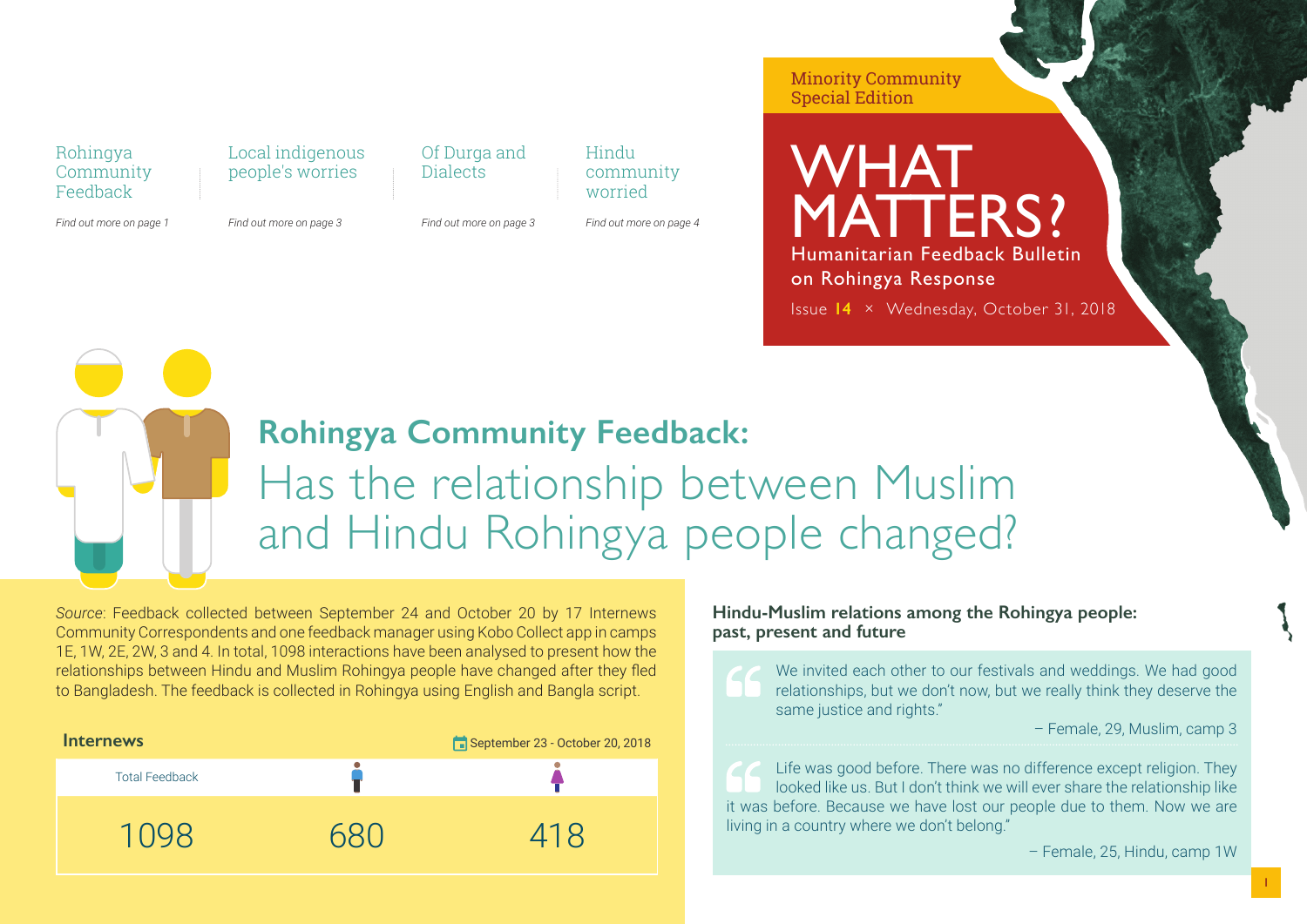Minority Community Special Edition

# WHAT MATTERS?

Humanitarian Feedback Bulletin on Rohingya Response

Issue **14** × Wednesday, October 31, 2018

| Rohingya Community Feedback | Local indigenous people's worries | Of Durga and Dialects | Hindu community worried |
|---|---|---|---|
| *Find out more on page 1* | *Find out more on page 3* | *Find out more on page 3* | *Find out more on page 4* |

## Rohingya Community Feedback:

## Has the relationship between Muslim and Hindu Rohingya people changed?

*Source*: Feedback collected between September 24 and October 20 by 17 Internews Community Correspondents and one feedback manager using Kobo Collect app in camps 1E, 1W, 2E, 2W, 3 and 4. In total, 1098 interactions have been analysed to present how the relationships between Hindu and Muslim Rohingya people have changed after they fled to Bangladesh. The feedback is collected in Rohingya using English and Bangla script.

**Internews** — September 23 - October 20, 2018

| Total Feedback | Male | Female |
|---|---|---|
| 1098 | 680 | 418 |

### Hindu-Muslim relations among the Rohingya people: past, present and future

> We invited each other to our festivals and weddings. We had good relationships, but we don't now, but we really think they deserve the same justice and rights."
>
> – Female, 29, Muslim, camp 3

> Life was good before. There was no difference except religion. They looked like us. But I don't think we will ever share the relationship like it was before. Because we have lost our people due to them. Now we are living in a country where we don't belong."
>
> – Female, 25, Hindu, camp 1W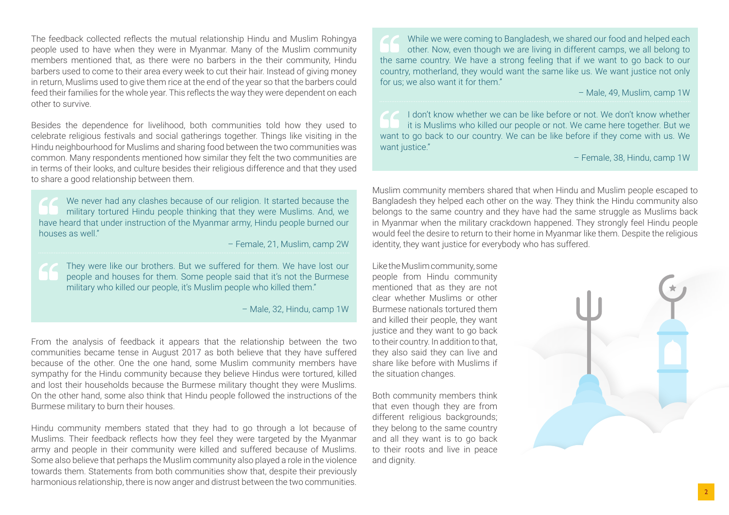The feedback collected reflects the mutual relationship Hindu and Muslim Rohingya people used to have when they were in Myanmar. Many of the Muslim community members mentioned that, as there were no barbers in the their community, Hindu barbers used to come to their area every week to cut their hair. Instead of giving money in return, Muslims used to give them rice at the end of the year so that the barbers could feed their families for the whole year. This reflects the way they were dependent on each other to survive.

Besides the dependence for livelihood, both communities told how they used to celebrate religious festivals and social gatherings together. Things like visiting in the Hindu neighbourhood for Muslims and sharing food between the two communities was common. Many respondents mentioned how similar they felt the two communities are in terms of their looks, and culture besides their religious difference and that they used to share a good relationship between them.

> We never had any clashes because of our religion. It started because the military tortured Hindu people thinking that they were Muslims. And, we have heard that under instruction of the Myanmar army, Hindu people burned our houses as well."
>
> – Female, 21, Muslim, camp 2W

> They were like our brothers. But we suffered for them. We have lost our people and houses for them. Some people said that it's not the Burmese military who killed our people, it's Muslim people who killed them."
>
> – Male, 32, Hindu, camp 1W

From the analysis of feedback it appears that the relationship between the two communities became tense in August 2017 as both believe that they have suffered because of the other. One the one hand, some Muslim community members have sympathy for the Hindu community because they believe Hindus were tortured, killed and lost their households because the Burmese military thought they were Muslims. On the other hand, some also think that Hindu people followed the instructions of the Burmese military to burn their houses.

Hindu community members stated that they had to go through a lot because of Muslims. Their feedback reflects how they feel they were targeted by the Myanmar army and people in their community were killed and suffered because of Muslims. Some also believe that perhaps the Muslim community also played a role in the violence towards them. Statements from both communities show that, despite their previously harmonious relationship, there is now anger and distrust between the two communities.

> While we were coming to Bangladesh, we shared our food and helped each other. Now, even though we are living in different camps, we all belong to the same country. We have a strong feeling that if we want to go back to our country, motherland, they would want the same like us. We want justice not only for us; we also want it for them."
>
> – Male, 49, Muslim, camp 1W

> I don't know whether we can be like before or not. We don't know whether it is Muslims who killed our people or not. We came here together. But we want to go back to our country. We can be like before if they come with us. We want justice."
>
> – Female, 38, Hindu, camp 1W

Muslim community members shared that when Hindu and Muslim people escaped to Bangladesh they helped each other on the way. They think the Hindu community also belongs to the same country and they have had the same struggle as Muslims back in Myanmar when the military crackdown happened. They strongly feel Hindu people would feel the desire to return to their home in Myanmar like them. Despite the religious identity, they want justice for everybody who has suffered.

Like the Muslim community, some people from Hindu community mentioned that as they are not clear whether Muslims or other Burmese nationals tortured them and killed their people, they want justice and they want to go back to their country. In addition to that, they also said they can live and share like before with Muslims if the situation changes.

Both community members think that even though they are from different religious backgrounds; they belong to the same country and all they want is to go back to their roots and live in peace and dignity.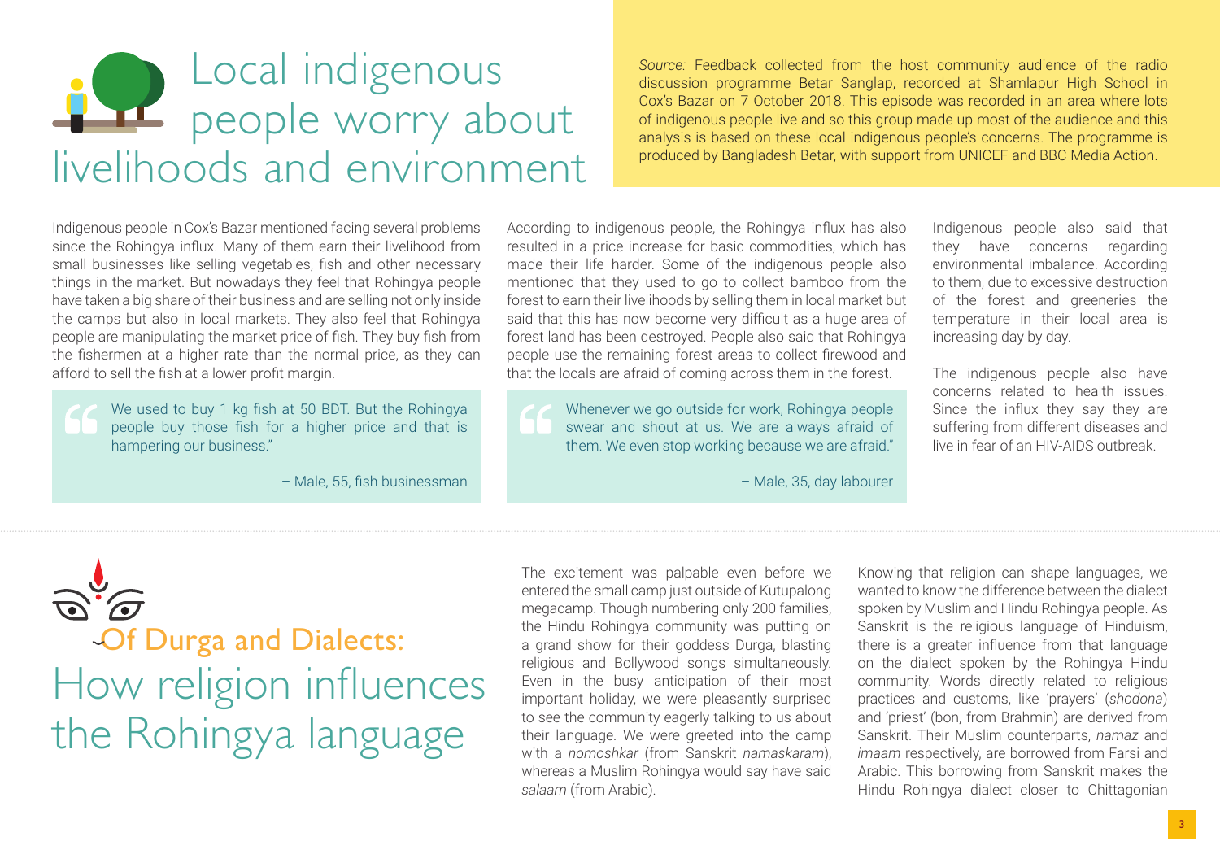# Local indigenous people worry about livelihoods and environment

*Source:* Feedback collected from the host community audience of the radio discussion programme Betar Sanglap, recorded at Shamlapur High School in Cox's Bazar on 7 October 2018. This episode was recorded in an area where lots of indigenous people live and so this group made up most of the audience and this analysis is based on these local indigenous people's concerns. The programme is produced by Bangladesh Betar, with support from UNICEF and BBC Media Action.

Indigenous people in Cox's Bazar mentioned facing several problems since the Rohingya influx. Many of them earn their livelihood from small businesses like selling vegetables, fish and other necessary things in the market. But nowadays they feel that Rohingya people have taken a big share of their business and are selling not only inside the camps but also in local markets. They also feel that Rohingya people are manipulating the market price of fish. They buy fish from the fishermen at a higher rate than the normal price, as they can afford to sell the fish at a lower profit margin.

> We used to buy 1 kg fish at 50 BDT. But the Rohingya people buy those fish for a higher price and that is hampering our business."
>
> – Male, 55, fish businessman

According to indigenous people, the Rohingya influx has also resulted in a price increase for basic commodities, which has made their life harder. Some of the indigenous people also mentioned that they used to go to collect bamboo from the forest to earn their livelihoods by selling them in local market but said that this has now become very difficult as a huge area of forest land has been destroyed. People also said that Rohingya people use the remaining forest areas to collect firewood and that the locals are afraid of coming across them in the forest.

> Whenever we go outside for work, Rohingya people swear and shout at us. We are always afraid of them. We even stop working because we are afraid."
>
> – Male, 35, day labourer

Indigenous people also said that they have concerns regarding environmental imbalance. According to them, due to excessive destruction of the forest and greeneries the temperature in their local area is increasing day by day.

The indigenous people also have concerns related to health issues. Since the influx they say they are suffering from different diseases and live in fear of an HIV-AIDS outbreak.

# Of Durga and Dialects: How religion influences the Rohingya language

The excitement was palpable even before we entered the small camp just outside of Kutupalong megacamp. Though numbering only 200 families, the Hindu Rohingya community was putting on a grand show for their goddess Durga, blasting religious and Bollywood songs simultaneously. Even in the busy anticipation of their most important holiday, we were pleasantly surprised to see the community eagerly talking to us about their language. We were greeted into the camp with a *nomoshkar* (from Sanskrit *namaskaram*), whereas a Muslim Rohingya would say have said *salaam* (from Arabic).

Knowing that religion can shape languages, we wanted to know the difference between the dialect spoken by Muslim and Hindu Rohingya people. As Sanskrit is the religious language of Hinduism, there is a greater influence from that language on the dialect spoken by the Rohingya Hindu community. Words directly related to religious practices and customs, like 'prayers' (*shodona*) and 'priest' (bon, from Brahmin) are derived from Sanskrit. Their Muslim counterparts, *namaz* and *imaam* respectively, are borrowed from Farsi and Arabic. This borrowing from Sanskrit makes the Hindu Rohingya dialect closer to Chittagonian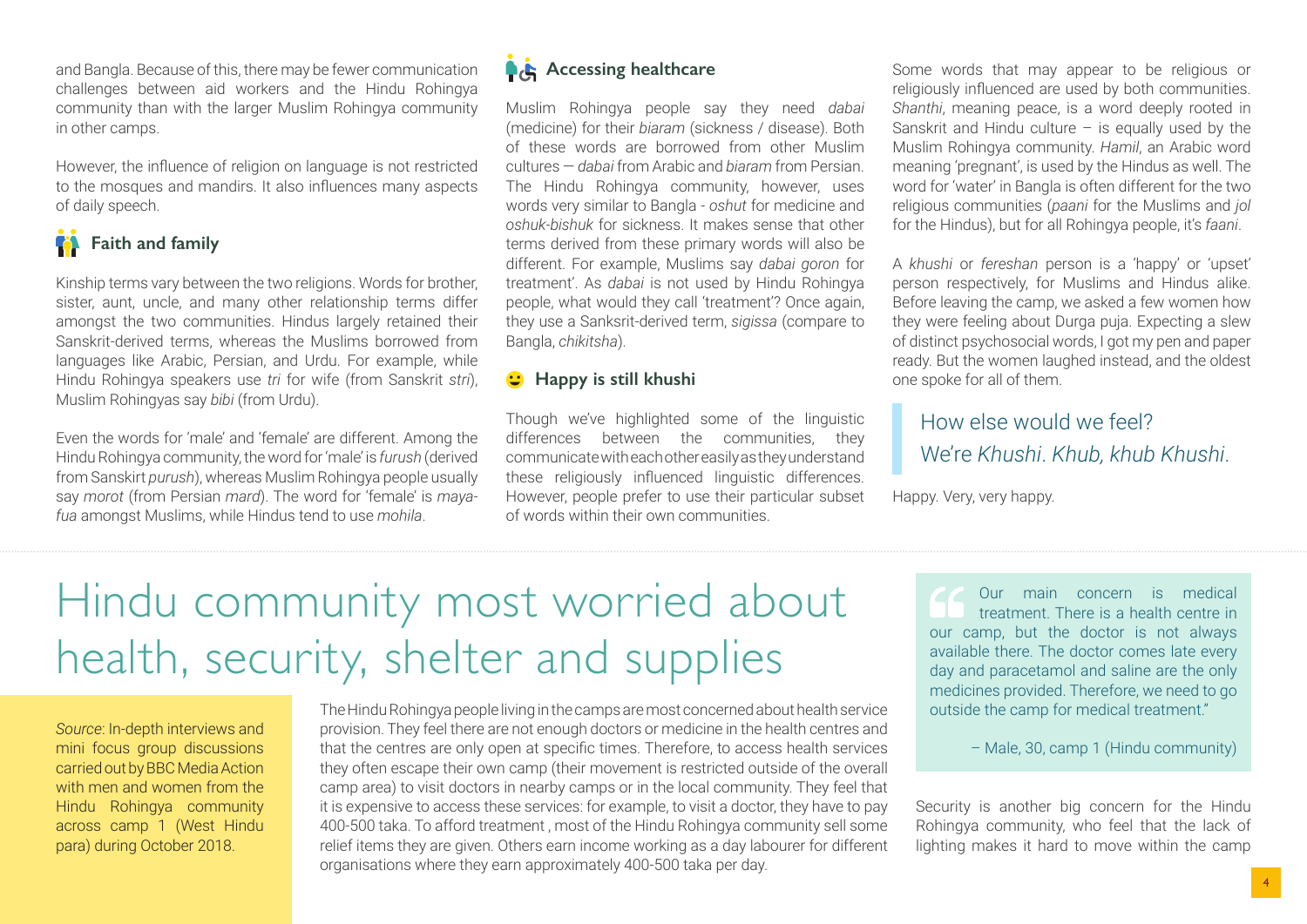and Bangla. Because of this, there may be fewer communication challenges between aid workers and the Hindu Rohingya community than with the larger Muslim Rohingya community in other camps.

However, the influence of religion on language is not restricted to the mosques and mandirs. It also influences many aspects of daily speech.

### Faith and family

Kinship terms vary between the two religions. Words for brother, sister, aunt, uncle, and many other relationship terms differ amongst the two communities. Hindus largely retained their Sanskrit-derived terms, whereas the Muslims borrowed from languages like Arabic, Persian, and Urdu. For example, while Hindu Rohingya speakers use *tri* for wife (from Sanskrit *stri*), Muslim Rohingyas say *bibi* (from Urdu).

Even the words for 'male' and 'female' are different. Among the Hindu Rohingya community, the word for 'male' is *furush* (derived from Sanskirt *purush*), whereas Muslim Rohingya people usually say *morot* (from Persian *mard*). The word for 'female' is *maya-fua* amongst Muslims, while Hindus tend to use *mohila*.

### Accessing healthcare

Muslim Rohingya people say they need *dabai* (medicine) for their *biaram* (sickness / disease). Both of these words are borrowed from other Muslim cultures — *dabai* from Arabic and *biaram* from Persian. The Hindu Rohingya community, however, uses words very similar to Bangla - *oshut* for medicine and *oshuk-bishuk* for sickness. It makes sense that other terms derived from these primary words will also be different. For example, Muslims say *dabai goron* for treatment'. As *dabai* is not used by Hindu Rohingya people, what would they call 'treatment'? Once again, they use a Sanksrit-derived term, *sigissa* (compare to Bangla, *chikitsha*).

### Happy is still khushi

Though we've highlighted some of the linguistic differences between the communities, they communicate with each other easily as they understand these religiously influenced linguistic differences. However, people prefer to use their particular subset of words within their own communities.

Some words that may appear to be religious or religiously influenced are used by both communities. *Shanthi*, meaning peace, is a word deeply rooted in Sanskrit and Hindu culture – is equally used by the Muslim Rohingya community. *Hamil*, an Arabic word meaning 'pregnant', is used by the Hindus as well. The word for 'water' in Bangla is often different for the two religious communities (*paani* for the Muslims and *jol* for the Hindus), but for all Rohingya people, it's *faani*.

A *khushi* or *fereshan* person is a 'happy' or 'upset' person respectively, for Muslims and Hindus alike. Before leaving the camp, we asked a few women how they were feeling about Durga puja. Expecting a slew of distinct psychosocial words, I got my pen and paper ready. But the women laughed instead, and the oldest one spoke for all of them.

> How else would we feel? We're *Khushi*. *Khub, khub Khushi*.

Happy. Very, very happy.

# Hindu community most worried about health, security, shelter and supplies

*Source*: In-depth interviews and mini focus group discussions carried out by BBC Media Action with men and women from the Hindu Rohingya community across camp 1 (West Hindu para) during October 2018.

The Hindu Rohingya people living in the camps are most concerned about health service provision. They feel there are not enough doctors or medicine in the health centres and that the centres are only open at specific times. Therefore, to access health services they often escape their own camp (their movement is restricted outside of the overall camp area) to visit doctors in nearby camps or in the local community. They feel that it is expensive to access these services: for example, to visit a doctor, they have to pay 400-500 taka. To afford treatment , most of the Hindu Rohingya community sell some relief items they are given. Others earn income working as a day labourer for different organisations where they earn approximately 400-500 taka per day.

> "Our main concern is medical treatment. There is a health centre in our camp, but the doctor is not always available there. The doctor comes late every day and paracetamol and saline are the only medicines provided. Therefore, we need to go outside the camp for medical treatment."
>
> – Male, 30, camp 1 (Hindu community)

Security is another big concern for the Hindu Rohingya community, who feel that the lack of lighting makes it hard to move within the camp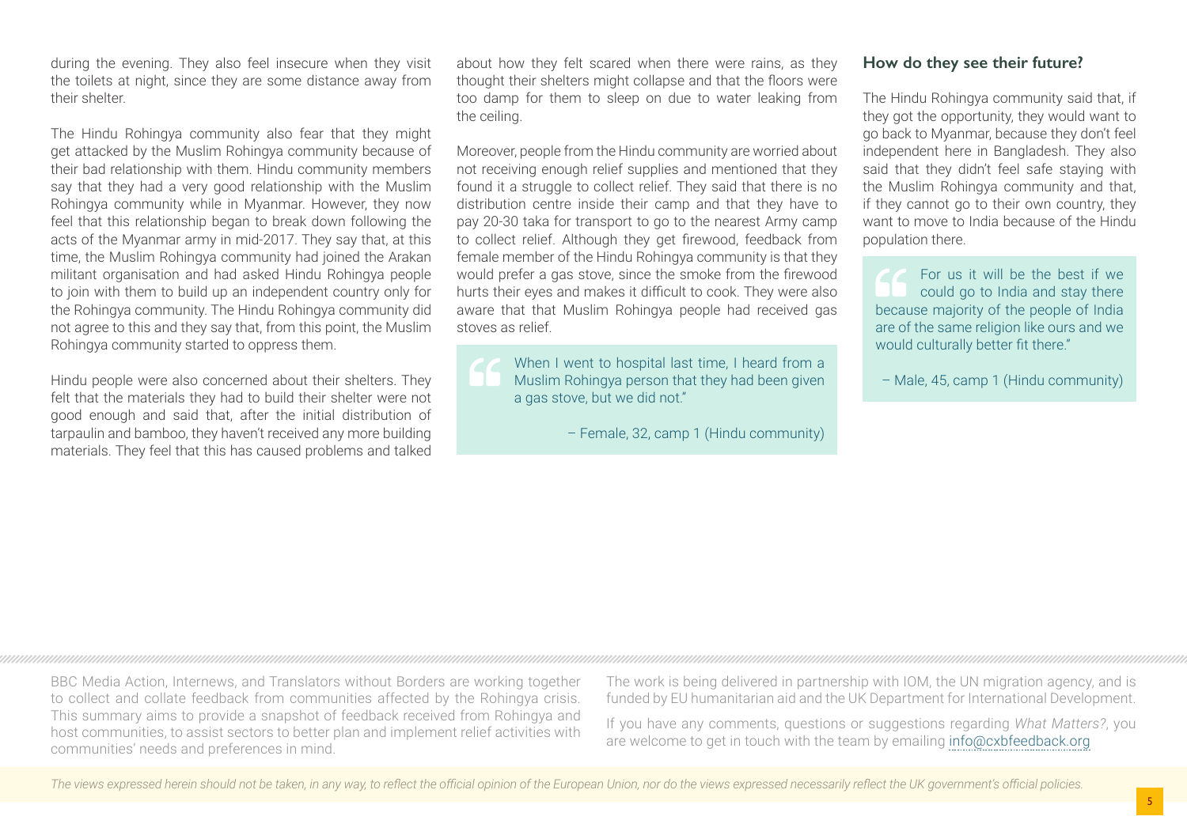during the evening. They also feel insecure when they visit the toilets at night, since they are some distance away from their shelter.

The Hindu Rohingya community also fear that they might get attacked by the Muslim Rohingya community because of their bad relationship with them. Hindu community members say that they had a very good relationship with the Muslim Rohingya community while in Myanmar. However, they now feel that this relationship began to break down following the acts of the Myanmar army in mid-2017. They say that, at this time, the Muslim Rohingya community had joined the Arakan militant organisation and had asked Hindu Rohingya people to join with them to build up an independent country only for the Rohingya community. The Hindu Rohingya community did not agree to this and they say that, from this point, the Muslim Rohingya community started to oppress them.

Hindu people were also concerned about their shelters. They felt that the materials they had to build their shelter were not good enough and said that, after the initial distribution of tarpaulin and bamboo, they haven't received any more building materials. They feel that this has caused problems and talked about how they felt scared when there were rains, as they thought their shelters might collapse and that the floors were too damp for them to sleep on due to water leaking from the ceiling.

Moreover, people from the Hindu community are worried about not receiving enough relief supplies and mentioned that they found it a struggle to collect relief. They said that there is no distribution centre inside their camp and that they have to pay 20-30 taka for transport to go to the nearest Army camp to collect relief. Although they get firewood, feedback from female member of the Hindu Rohingya community is that they would prefer a gas stove, since the smoke from the firewood hurts their eyes and makes it difficult to cook. They were also aware that that Muslim Rohingya people had received gas stoves as relief.

> When I went to hospital last time, I heard from a Muslim Rohingya person that they had been given a gas stove, but we did not."
>
> – Female, 32, camp 1 (Hindu community)

### How do they see their future?

The Hindu Rohingya community said that, if they got the opportunity, they would want to go back to Myanmar, because they don't feel independent here in Bangladesh. They also said that they didn't feel safe staying with the Muslim Rohingya community and that, if they cannot go to their own country, they want to move to India because of the Hindu population there.

> For us it will be the best if we could go to India and stay there because majority of the people of India are of the same religion like ours and we would culturally better fit there."
>
> – Male, 45, camp 1 (Hindu community)

---

BBC Media Action, Internews, and Translators without Borders are working together to collect and collate feedback from communities affected by the Rohingya crisis. This summary aims to provide a snapshot of feedback received from Rohingya and host communities, to assist sectors to better plan and implement relief activities with communities' needs and preferences in mind.

The work is being delivered in partnership with IOM, the UN migration agency, and is funded by EU humanitarian aid and the UK Department for International Development.

If you have any comments, questions or suggestions regarding *What Matters?*, you are welcome to get in touch with the team by emailing info@cxbfeedback.org

*The views expressed herein should not be taken, in any way, to reflect the official opinion of the European Union, nor do the views expressed necessarily reflect the UK government's official policies.*